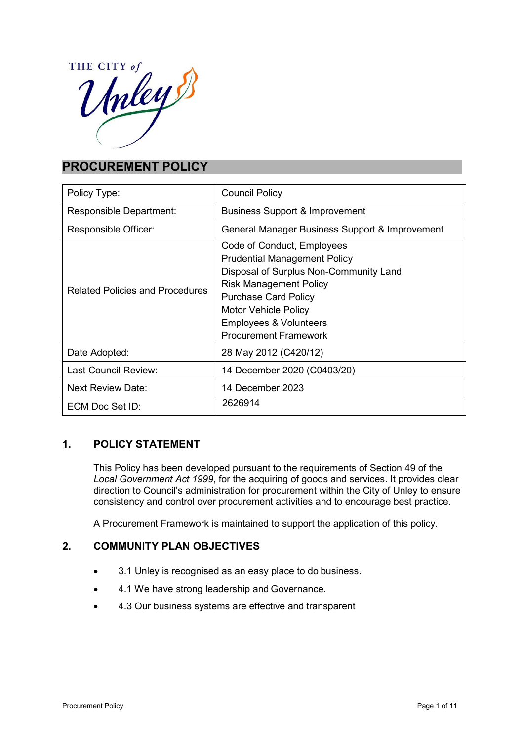# PROCUREMENT POLICY

| Policy Type: | Council Policy |
| --- | --- |
| Responsible Department: | Business Support & Improvement |
| Responsible Officer: | General Manager Business Support & Improvement |
| Related Policies and Procedures | Code of Conduct, Employees<br>Prudential Management Policy<br>Disposal of Surplus Non-Community Land<br>Risk Management Policy<br>Purchase Card Policy<br>Motor Vehicle Policy<br>Employees & Volunteers<br>Procurement Framework |
| Date Adopted: | 28 May 2012 (C420/12) |
| Last Council Review: | 14 December 2020 (C0403/20) |
| Next Review Date: | 14 December 2023 |
| ECM Doc Set ID: | 2626914 |

## 1. POLICY STATEMENT

This Policy has been developed pursuant to the requirements of Section 49 of the *Local Government Act 1999*, for the acquiring of goods and services. It provides clear direction to Council's administration for procurement within the City of Unley to ensure consistency and control over procurement activities and to encourage best practice.

A Procurement Framework is maintained to support the application of this policy.

## 2. COMMUNITY PLAN OBJECTIVES

- 3.1 Unley is recognised as an easy place to do business.
- 4.1 We have strong leadership and Governance.
- 4.3 Our business systems are effective and transparent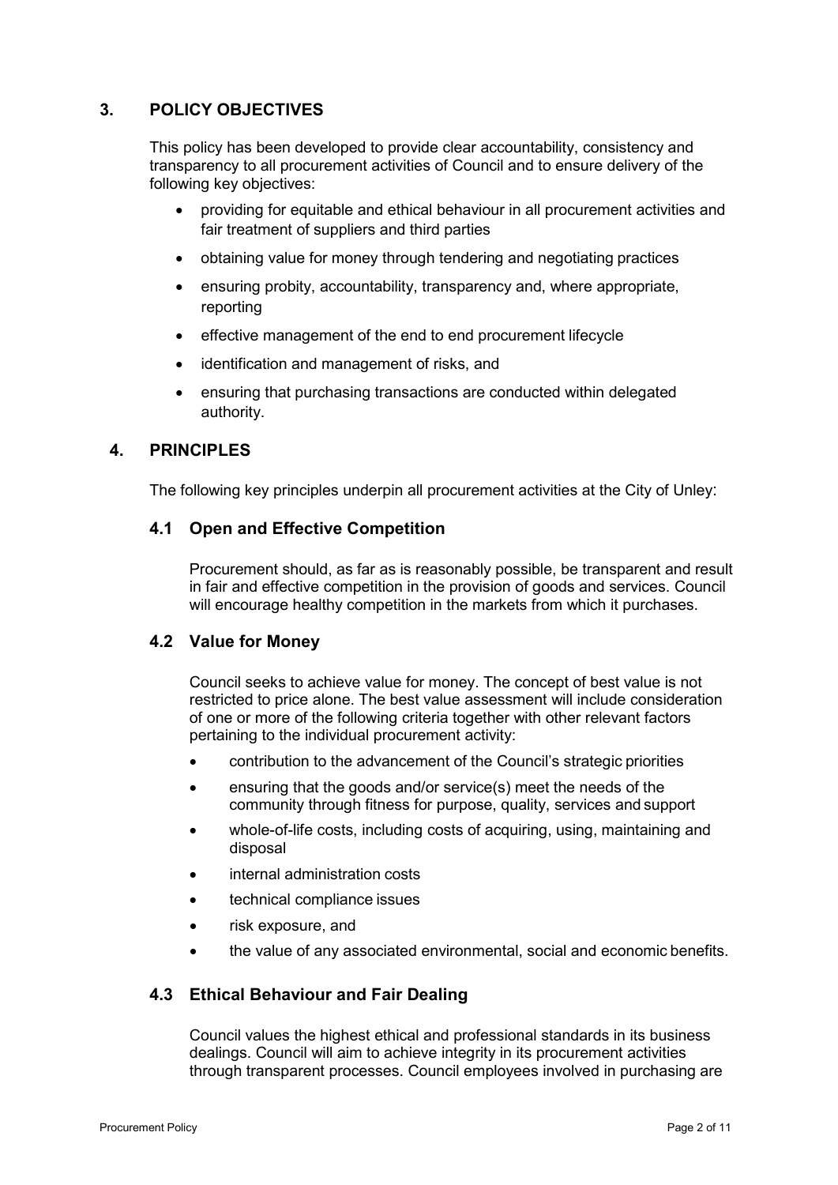## 3. POLICY OBJECTIVES

This policy has been developed to provide clear accountability, consistency and transparency to all procurement activities of Council and to ensure delivery of the following key objectives:

- providing for equitable and ethical behaviour in all procurement activities and fair treatment of suppliers and third parties
- obtaining value for money through tendering and negotiating practices
- ensuring probity, accountability, transparency and, where appropriate, reporting
- effective management of the end to end procurement lifecycle
- identification and management of risks, and
- ensuring that purchasing transactions are conducted within delegated authority.

## 4. PRINCIPLES

The following key principles underpin all procurement activities at the City of Unley:

### 4.1 Open and Effective Competition

Procurement should, as far as is reasonably possible, be transparent and result in fair and effective competition in the provision of goods and services. Council will encourage healthy competition in the markets from which it purchases.

### 4.2 Value for Money

Council seeks to achieve value for money. The concept of best value is not restricted to price alone. The best value assessment will include consideration of one or more of the following criteria together with other relevant factors pertaining to the individual procurement activity:

- contribution to the advancement of the Council's strategic priorities
- ensuring that the goods and/or service(s) meet the needs of the community through fitness for purpose, quality, services and support
- whole-of-life costs, including costs of acquiring, using, maintaining and disposal
- internal administration costs
- technical compliance issues
- risk exposure, and
- the value of any associated environmental, social and economic benefits.

### 4.3 Ethical Behaviour and Fair Dealing

Council values the highest ethical and professional standards in its business dealings. Council will aim to achieve integrity in its procurement activities through transparent processes. Council employees involved in purchasing are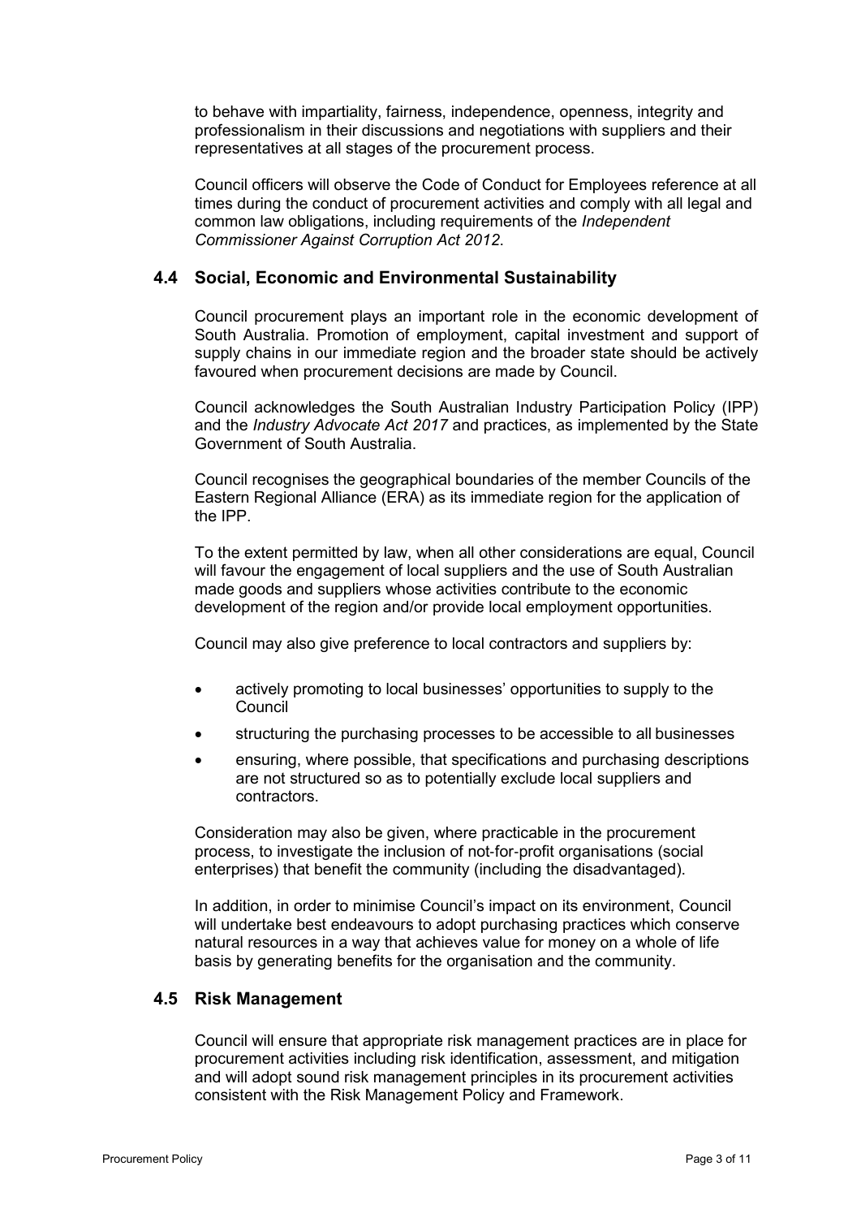to behave with impartiality, fairness, independence, openness, integrity and professionalism in their discussions and negotiations with suppliers and their representatives at all stages of the procurement process.

Council officers will observe the Code of Conduct for Employees reference at all times during the conduct of procurement activities and comply with all legal and common law obligations, including requirements of the *Independent Commissioner Against Corruption Act 2012*.

## 4.4 Social, Economic and Environmental Sustainability

Council procurement plays an important role in the economic development of South Australia. Promotion of employment, capital investment and support of supply chains in our immediate region and the broader state should be actively favoured when procurement decisions are made by Council.

Council acknowledges the South Australian Industry Participation Policy (IPP) and the *Industry Advocate Act 2017* and practices, as implemented by the State Government of South Australia.

Council recognises the geographical boundaries of the member Councils of the Eastern Regional Alliance (ERA) as its immediate region for the application of the IPP.

To the extent permitted by law, when all other considerations are equal, Council will favour the engagement of local suppliers and the use of South Australian made goods and suppliers whose activities contribute to the economic development of the region and/or provide local employment opportunities.

Council may also give preference to local contractors and suppliers by:

- actively promoting to local businesses' opportunities to supply to the Council
- structuring the purchasing processes to be accessible to all businesses
- ensuring, where possible, that specifications and purchasing descriptions are not structured so as to potentially exclude local suppliers and contractors.

Consideration may also be given, where practicable in the procurement process, to investigate the inclusion of not-for-profit organisations (social enterprises) that benefit the community (including the disadvantaged).

In addition, in order to minimise Council's impact on its environment, Council will undertake best endeavours to adopt purchasing practices which conserve natural resources in a way that achieves value for money on a whole of life basis by generating benefits for the organisation and the community.

## 4.5 Risk Management

Council will ensure that appropriate risk management practices are in place for procurement activities including risk identification, assessment, and mitigation and will adopt sound risk management principles in its procurement activities consistent with the Risk Management Policy and Framework.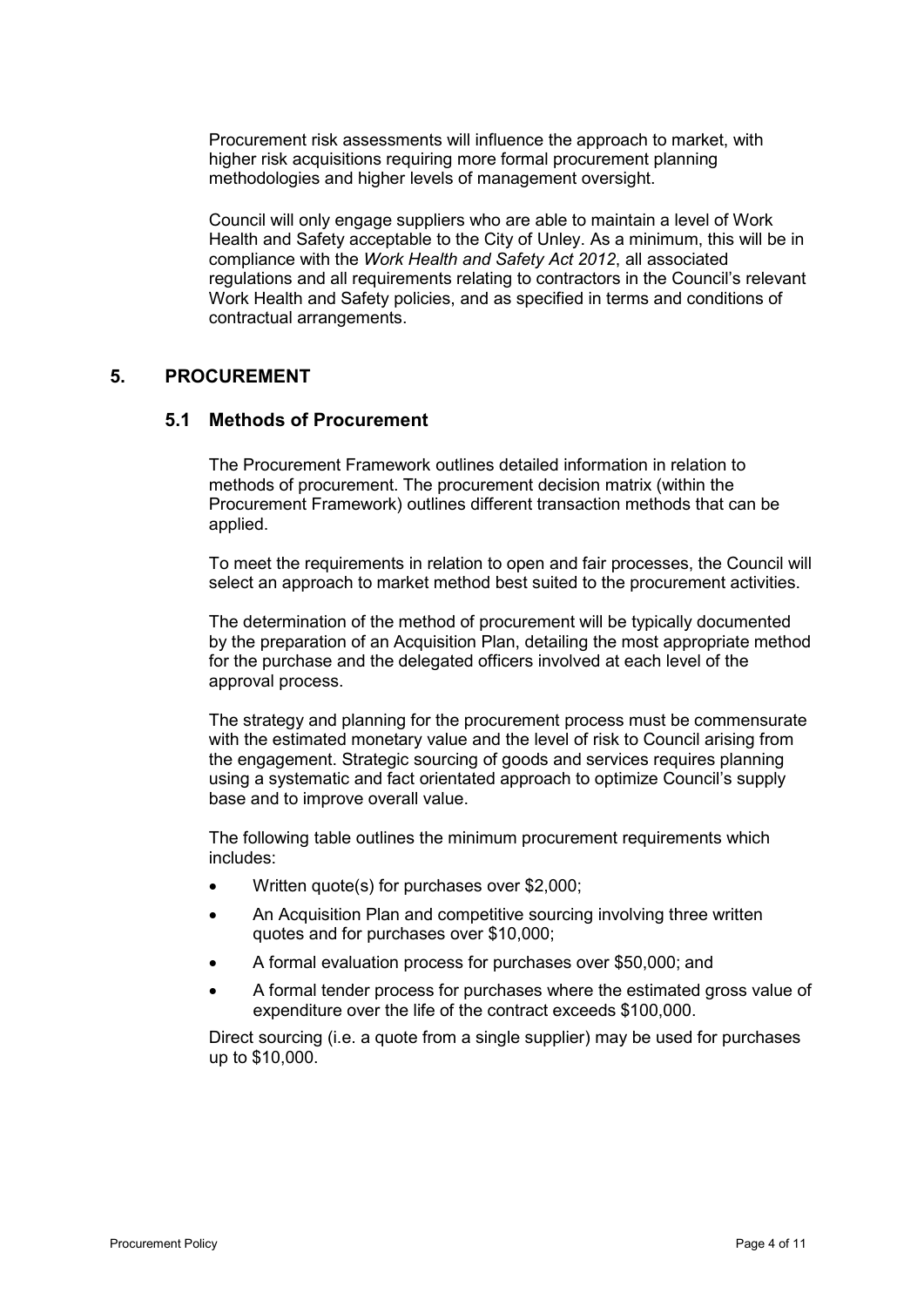Procurement risk assessments will influence the approach to market, with higher risk acquisitions requiring more formal procurement planning methodologies and higher levels of management oversight.

Council will only engage suppliers who are able to maintain a level of Work Health and Safety acceptable to the City of Unley. As a minimum, this will be in compliance with the *Work Health and Safety Act 2012*, all associated regulations and all requirements relating to contractors in the Council's relevant Work Health and Safety policies, and as specified in terms and conditions of contractual arrangements.

## 5. PROCUREMENT

### 5.1 Methods of Procurement

The Procurement Framework outlines detailed information in relation to methods of procurement. The procurement decision matrix (within the Procurement Framework) outlines different transaction methods that can be applied.

To meet the requirements in relation to open and fair processes, the Council will select an approach to market method best suited to the procurement activities.

The determination of the method of procurement will be typically documented by the preparation of an Acquisition Plan, detailing the most appropriate method for the purchase and the delegated officers involved at each level of the approval process.

The strategy and planning for the procurement process must be commensurate with the estimated monetary value and the level of risk to Council arising from the engagement. Strategic sourcing of goods and services requires planning using a systematic and fact orientated approach to optimize Council's supply base and to improve overall value.

The following table outlines the minimum procurement requirements which includes:

- Written quote(s) for purchases over $2,000;
- An Acquisition Plan and competitive sourcing involving three written quotes and for purchases over $10,000;
- A formal evaluation process for purchases over $50,000; and
- A formal tender process for purchases where the estimated gross value of expenditure over the life of the contract exceeds $100,000.

Direct sourcing (i.e. a quote from a single supplier) may be used for purchases up to $10,000.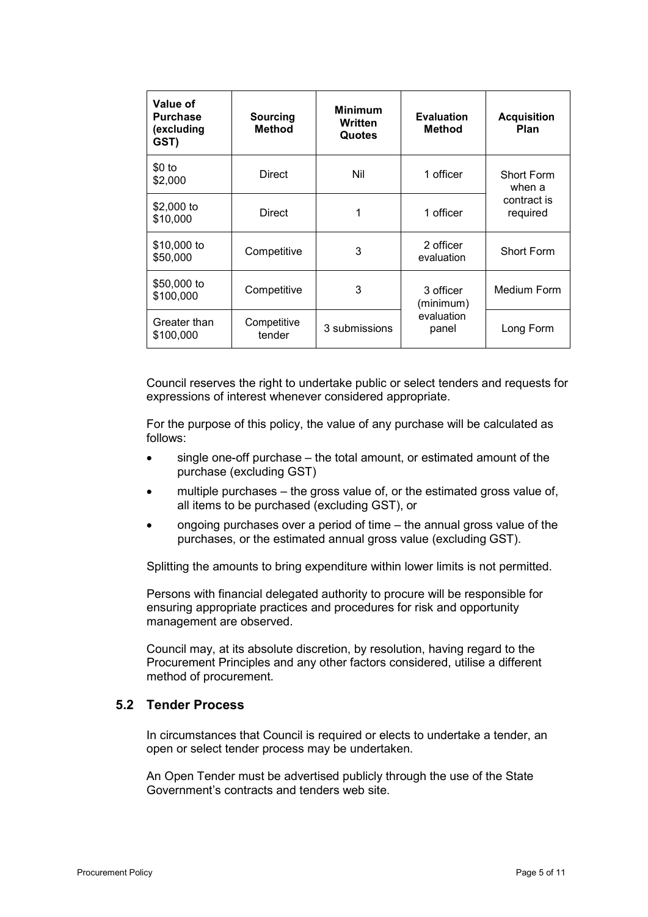| Value of Purchase (excluding GST) | Sourcing Method | Minimum Written Quotes | Evaluation Method | Acquisition Plan |
|---|---|---|---|---|
| $0 to $2,000 | Direct | Nil | 1 officer | Short Form when a contract is required |
| $2,000 to $10,000 | Direct | 1 | 1 officer | |
| $10,000 to $50,000 | Competitive | 3 | 2 officer evaluation | Short Form |
| $50,000 to $100,000 | Competitive | 3 | 3 officer (minimum) evaluation panel | Medium Form |
| Greater than $100,000 | Competitive tender | 3 submissions | | Long Form |

Council reserves the right to undertake public or select tenders and requests for expressions of interest whenever considered appropriate.

For the purpose of this policy, the value of any purchase will be calculated as follows:

- single one-off purchase – the total amount, or estimated amount of the purchase (excluding GST)
- multiple purchases – the gross value of, or the estimated gross value of, all items to be purchased (excluding GST), or
- ongoing purchases over a period of time – the annual gross value of the purchases, or the estimated annual gross value (excluding GST).

Splitting the amounts to bring expenditure within lower limits is not permitted.

Persons with financial delegated authority to procure will be responsible for ensuring appropriate practices and procedures for risk and opportunity management are observed.

Council may, at its absolute discretion, by resolution, having regard to the Procurement Principles and any other factors considered, utilise a different method of procurement.

### 5.2 Tender Process

In circumstances that Council is required or elects to undertake a tender, an open or select tender process may be undertaken.

An Open Tender must be advertised publicly through the use of the State Government's contracts and tenders web site.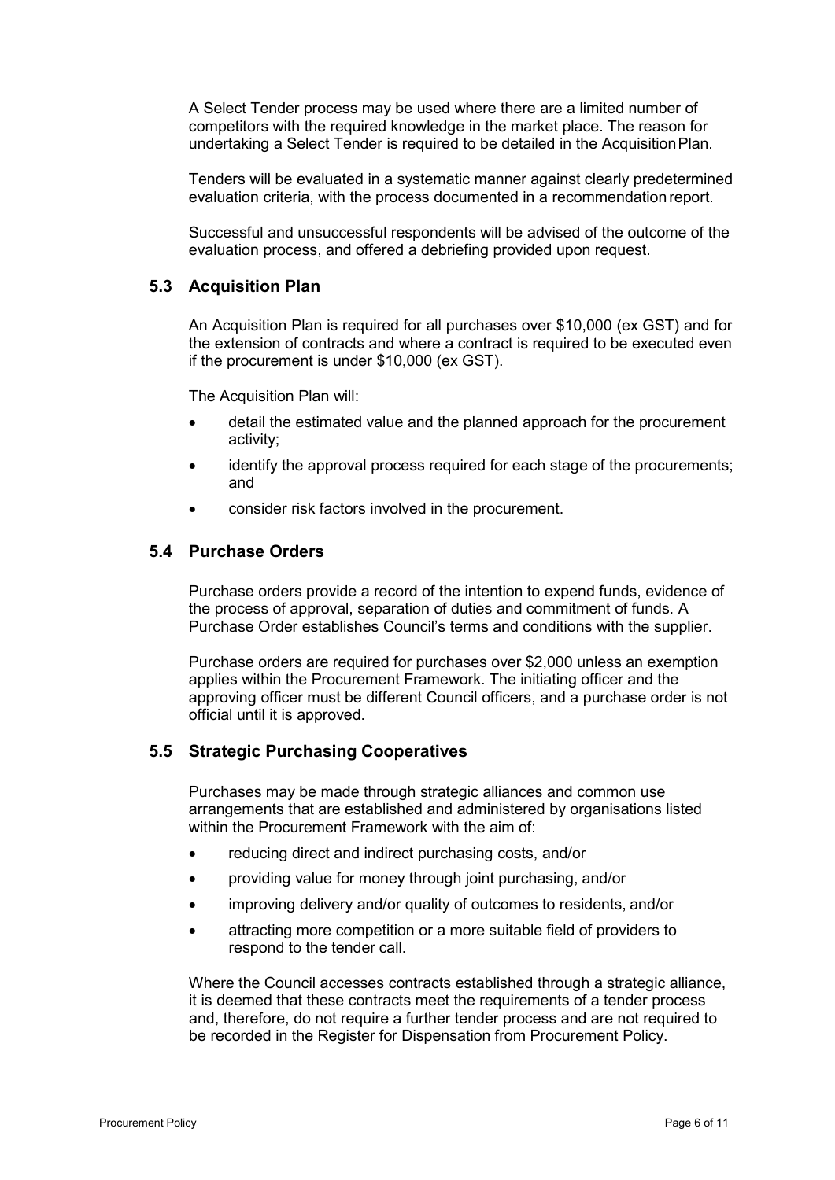A Select Tender process may be used where there are a limited number of competitors with the required knowledge in the market place. The reason for undertaking a Select Tender is required to be detailed in the Acquisition Plan.

Tenders will be evaluated in a systematic manner against clearly predetermined evaluation criteria, with the process documented in a recommendation report.

Successful and unsuccessful respondents will be advised of the outcome of the evaluation process, and offered a debriefing provided upon request.

## 5.3 Acquisition Plan

An Acquisition Plan is required for all purchases over $10,000 (ex GST) and for the extension of contracts and where a contract is required to be executed even if the procurement is under $10,000 (ex GST).

The Acquisition Plan will:

- detail the estimated value and the planned approach for the procurement activity;
- identify the approval process required for each stage of the procurements; and
- consider risk factors involved in the procurement.

## 5.4 Purchase Orders

Purchase orders provide a record of the intention to expend funds, evidence of the process of approval, separation of duties and commitment of funds. A Purchase Order establishes Council's terms and conditions with the supplier.

Purchase orders are required for purchases over $2,000 unless an exemption applies within the Procurement Framework. The initiating officer and the approving officer must be different Council officers, and a purchase order is not official until it is approved.

## 5.5 Strategic Purchasing Cooperatives

Purchases may be made through strategic alliances and common use arrangements that are established and administered by organisations listed within the Procurement Framework with the aim of:

- reducing direct and indirect purchasing costs, and/or
- providing value for money through joint purchasing, and/or
- improving delivery and/or quality of outcomes to residents, and/or
- attracting more competition or a more suitable field of providers to respond to the tender call.

Where the Council accesses contracts established through a strategic alliance, it is deemed that these contracts meet the requirements of a tender process and, therefore, do not require a further tender process and are not required to be recorded in the Register for Dispensation from Procurement Policy.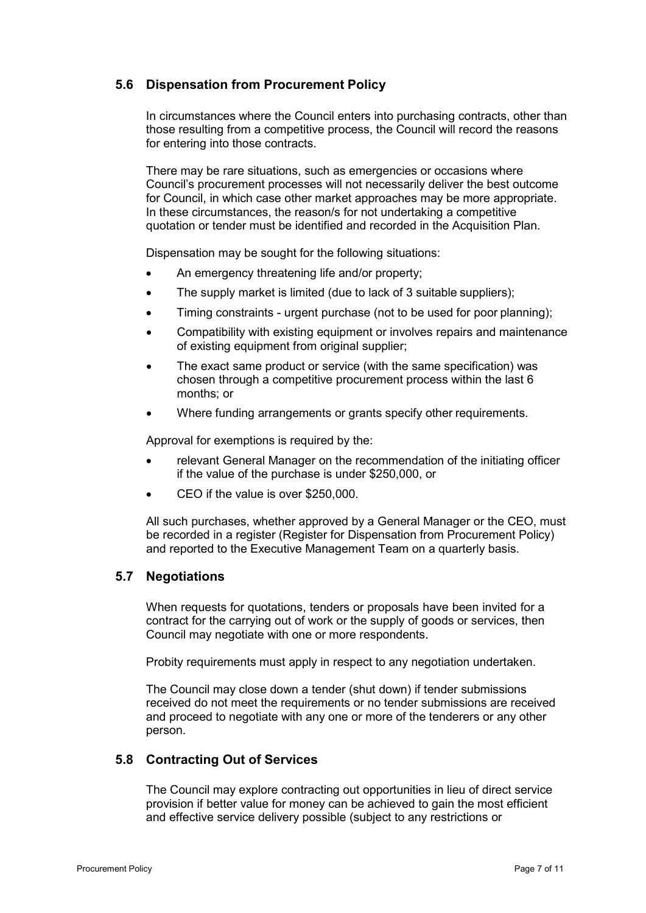### 5.6 Dispensation from Procurement Policy

In circumstances where the Council enters into purchasing contracts, other than those resulting from a competitive process, the Council will record the reasons for entering into those contracts.

There may be rare situations, such as emergencies or occasions where Council's procurement processes will not necessarily deliver the best outcome for Council, in which case other market approaches may be more appropriate. In these circumstances, the reason/s for not undertaking a competitive quotation or tender must be identified and recorded in the Acquisition Plan.

Dispensation may be sought for the following situations:

- An emergency threatening life and/or property;
- The supply market is limited (due to lack of 3 suitable suppliers);
- Timing constraints - urgent purchase (not to be used for poor planning);
- Compatibility with existing equipment or involves repairs and maintenance of existing equipment from original supplier;
- The exact same product or service (with the same specification) was chosen through a competitive procurement process within the last 6 months; or
- Where funding arrangements or grants specify other requirements.

Approval for exemptions is required by the:

- relevant General Manager on the recommendation of the initiating officer if the value of the purchase is under $250,000, or
- CEO if the value is over $250,000.

All such purchases, whether approved by a General Manager or the CEO, must be recorded in a register (Register for Dispensation from Procurement Policy) and reported to the Executive Management Team on a quarterly basis.

### 5.7 Negotiations

When requests for quotations, tenders or proposals have been invited for a contract for the carrying out of work or the supply of goods or services, then Council may negotiate with one or more respondents.

Probity requirements must apply in respect to any negotiation undertaken.

The Council may close down a tender (shut down) if tender submissions received do not meet the requirements or no tender submissions are received and proceed to negotiate with any one or more of the tenderers or any other person.

### 5.8 Contracting Out of Services

The Council may explore contracting out opportunities in lieu of direct service provision if better value for money can be achieved to gain the most efficient and effective service delivery possible (subject to any restrictions or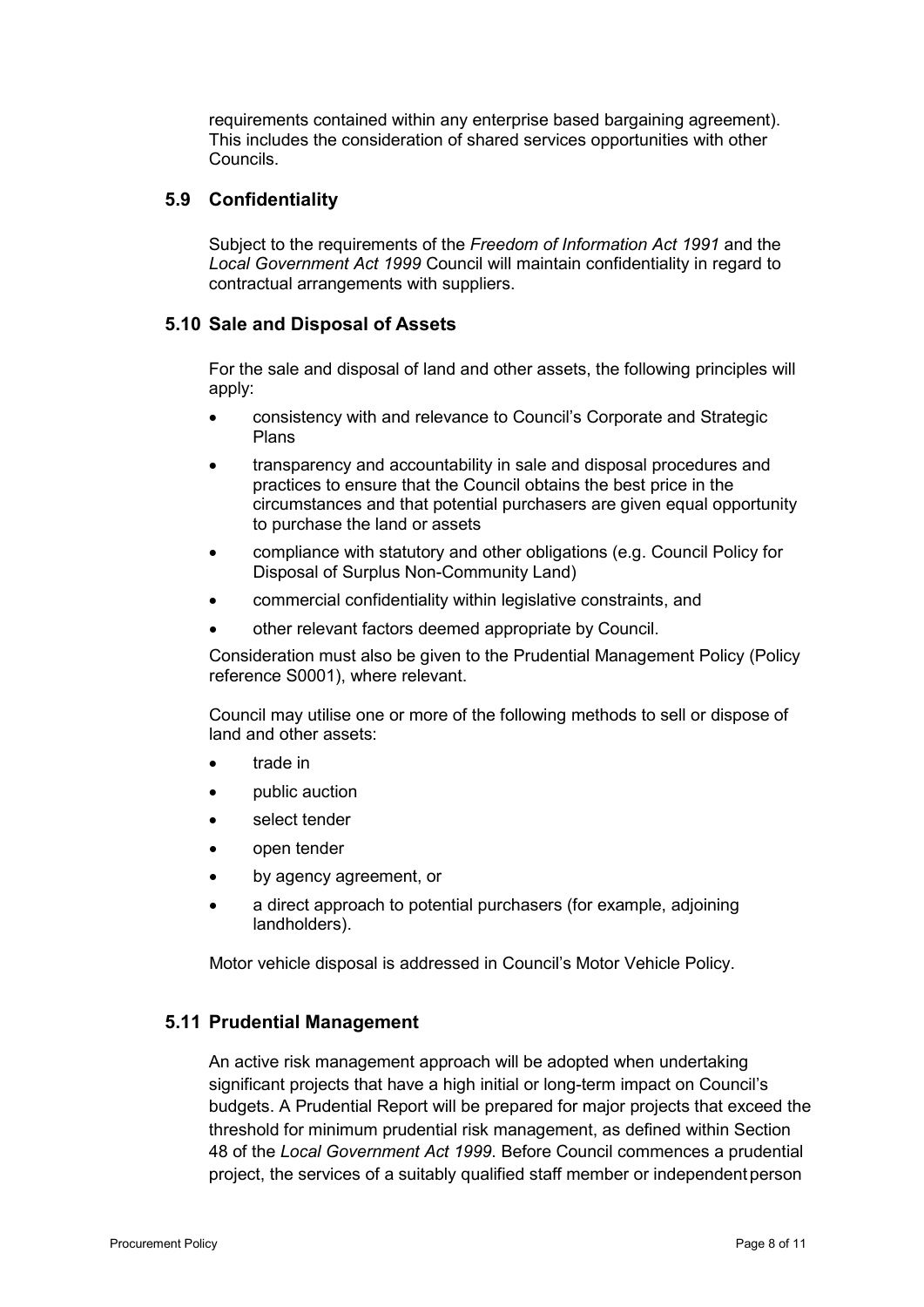requirements contained within any enterprise based bargaining agreement). This includes the consideration of shared services opportunities with other Councils.

### 5.9 Confidentiality

Subject to the requirements of the *Freedom of Information Act 1991* and the *Local Government Act 1999* Council will maintain confidentiality in regard to contractual arrangements with suppliers.

### 5.10 Sale and Disposal of Assets

For the sale and disposal of land and other assets, the following principles will apply:

- consistency with and relevance to Council's Corporate and Strategic Plans
- transparency and accountability in sale and disposal procedures and practices to ensure that the Council obtains the best price in the circumstances and that potential purchasers are given equal opportunity to purchase the land or assets
- compliance with statutory and other obligations (e.g. Council Policy for Disposal of Surplus Non-Community Land)
- commercial confidentiality within legislative constraints, and
- other relevant factors deemed appropriate by Council.

Consideration must also be given to the Prudential Management Policy (Policy reference S0001), where relevant.

Council may utilise one or more of the following methods to sell or dispose of land and other assets:

- trade in
- public auction
- select tender
- open tender
- by agency agreement, or
- a direct approach to potential purchasers (for example, adjoining landholders).

Motor vehicle disposal is addressed in Council's Motor Vehicle Policy.

### 5.11 Prudential Management

An active risk management approach will be adopted when undertaking significant projects that have a high initial or long-term impact on Council's budgets. A Prudential Report will be prepared for major projects that exceed the threshold for minimum prudential risk management, as defined within Section 48 of the *Local Government Act 1999*. Before Council commences a prudential project, the services of a suitably qualified staff member or independent person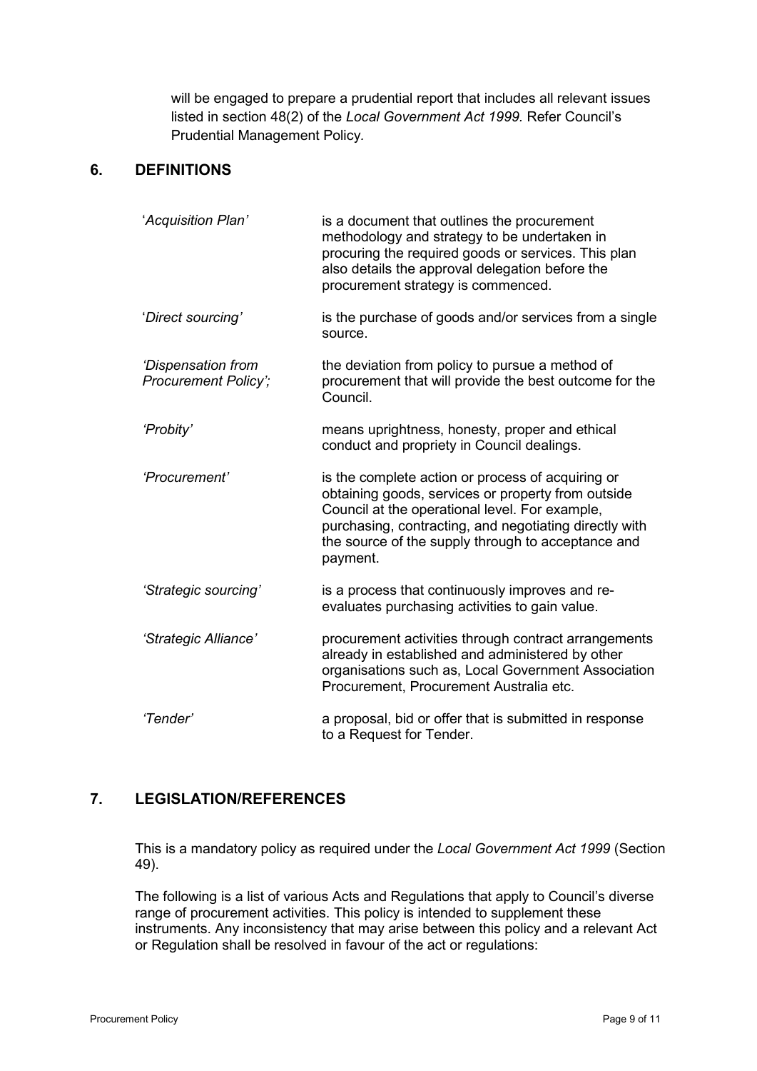will be engaged to prepare a prudential report that includes all relevant issues listed in section 48(2) of the *Local Government Act 1999.* Refer Council's Prudential Management Policy.

## 6. DEFINITIONS

| | |
|---|---|
| '*Acquisition Plan'* | is a document that outlines the procurement methodology and strategy to be undertaken in procuring the required goods or services. This plan also details the approval delegation before the procurement strategy is commenced. |
| '*Direct sourcing'* | is the purchase of goods and/or services from a single source. |
| *'Dispensation from Procurement Policy';* | the deviation from policy to pursue a method of procurement that will provide the best outcome for the Council. |
| *'Probity'* | means uprightness, honesty, proper and ethical conduct and propriety in Council dealings. |
| *'Procurement'* | is the complete action or process of acquiring or obtaining goods, services or property from outside Council at the operational level. For example, purchasing, contracting, and negotiating directly with the source of the supply through to acceptance and payment. |
| *'Strategic sourcing'* | is a process that continuously improves and re-evaluates purchasing activities to gain value. |
| *'Strategic Alliance'* | procurement activities through contract arrangements already in established and administered by other organisations such as, Local Government Association Procurement, Procurement Australia etc. |
| *'Tender'* | a proposal, bid or offer that is submitted in response to a Request for Tender. |

## 7. LEGISLATION/REFERENCES

This is a mandatory policy as required under the *Local Government Act 1999* (Section 49).

The following is a list of various Acts and Regulations that apply to Council's diverse range of procurement activities. This policy is intended to supplement these instruments. Any inconsistency that may arise between this policy and a relevant Act or Regulation shall be resolved in favour of the act or regulations: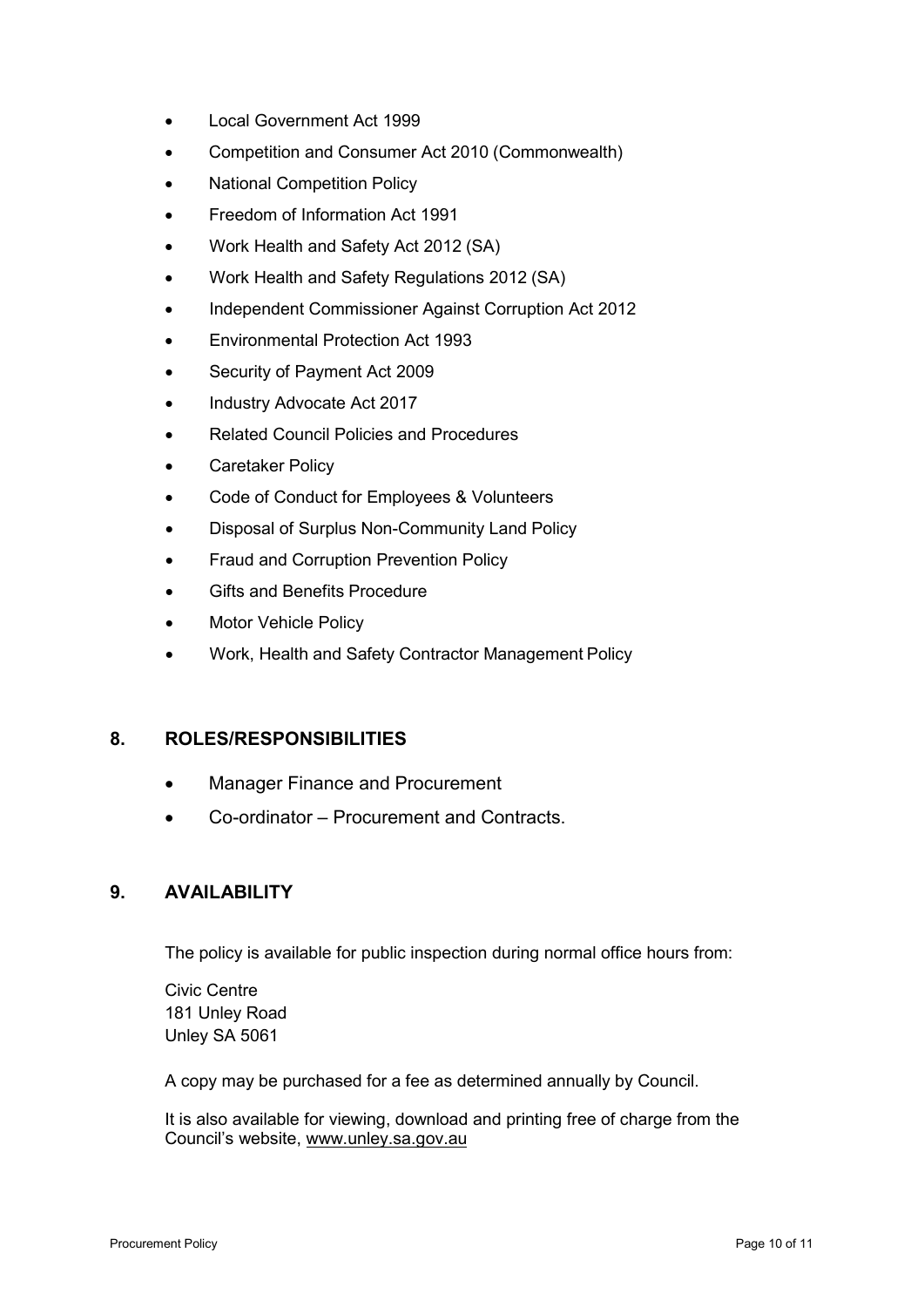- Local Government Act 1999
- Competition and Consumer Act 2010 (Commonwealth)
- National Competition Policy
- Freedom of Information Act 1991
- Work Health and Safety Act 2012 (SA)
- Work Health and Safety Regulations 2012 (SA)
- Independent Commissioner Against Corruption Act 2012
- Environmental Protection Act 1993
- Security of Payment Act 2009
- Industry Advocate Act 2017
- Related Council Policies and Procedures
- Caretaker Policy
- Code of Conduct for Employees & Volunteers
- Disposal of Surplus Non-Community Land Policy
- Fraud and Corruption Prevention Policy
- Gifts and Benefits Procedure
- Motor Vehicle Policy
- Work, Health and Safety Contractor Management Policy

## 8. ROLES/RESPONSIBILITIES

- Manager Finance and Procurement
- Co-ordinator – Procurement and Contracts.

## 9. AVAILABILITY

The policy is available for public inspection during normal office hours from:

Civic Centre
181 Unley Road
Unley SA 5061

A copy may be purchased for a fee as determined annually by Council.

It is also available for viewing, download and printing free of charge from the Council's website, www.unley.sa.gov.au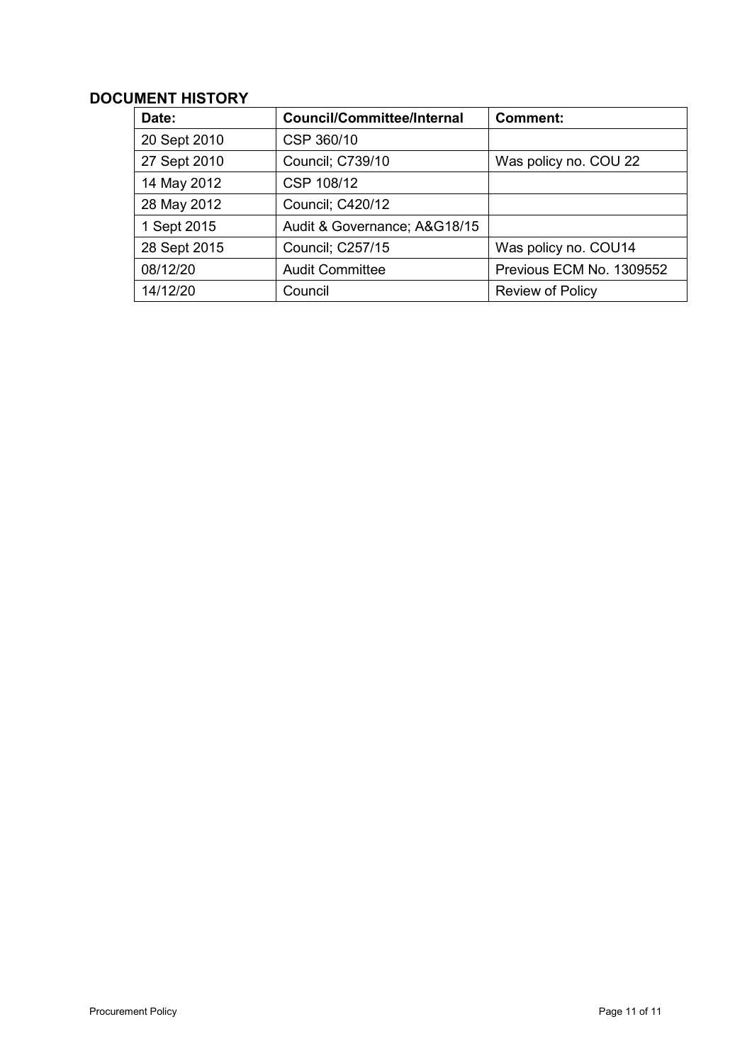## DOCUMENT HISTORY

| Date: | Council/Committee/Internal | Comment: |
| --- | --- | --- |
| 20 Sept 2010 | CSP 360/10 | |
| 27 Sept 2010 | Council; C739/10 | Was policy no. COU 22 |
| 14 May 2012 | CSP 108/12 | |
| 28 May 2012 | Council; C420/12 | |
| 1 Sept 2015 | Audit & Governance; A&G18/15 | |
| 28 Sept 2015 | Council; C257/15 | Was policy no. COU14 |
| 08/12/20 | Audit Committee | Previous ECM No. 1309552 |
| 14/12/20 | Council | Review of Policy |